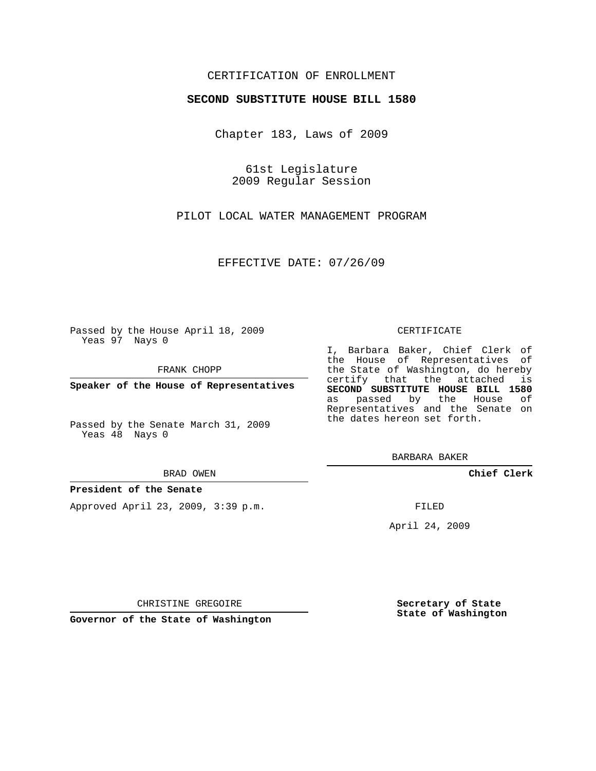CERTIFICATION OF ENROLLMENT

**SECOND SUBSTITUTE HOUSE BILL 1580**

Chapter 183, Laws of 2009

61st Legislature
2009 Regular Session

PILOT LOCAL WATER MANAGEMENT PROGRAM

EFFECTIVE DATE: 07/26/09

Passed by the House April 18, 2009
Yeas 97 Nays 0

FRANK CHOPP

**Speaker of the House of Representatives**

Passed by the Senate March 31, 2009
Yeas 48 Nays 0

BRAD OWEN

**President of the Senate**

Approved April 23, 2009, 3:39 p.m.

CHRISTINE GREGOIRE

**Governor of the State of Washington**

CERTIFICATE

I, Barbara Baker, Chief Clerk of the House of Representatives of the State of Washington, do hereby certify that the attached is **SECOND SUBSTITUTE HOUSE BILL 1580** as passed by the House of Representatives and the Senate on the dates hereon set forth.

BARBARA BAKER

**Chief Clerk**

FILED

April 24, 2009

**Secretary of State**
**State of Washington**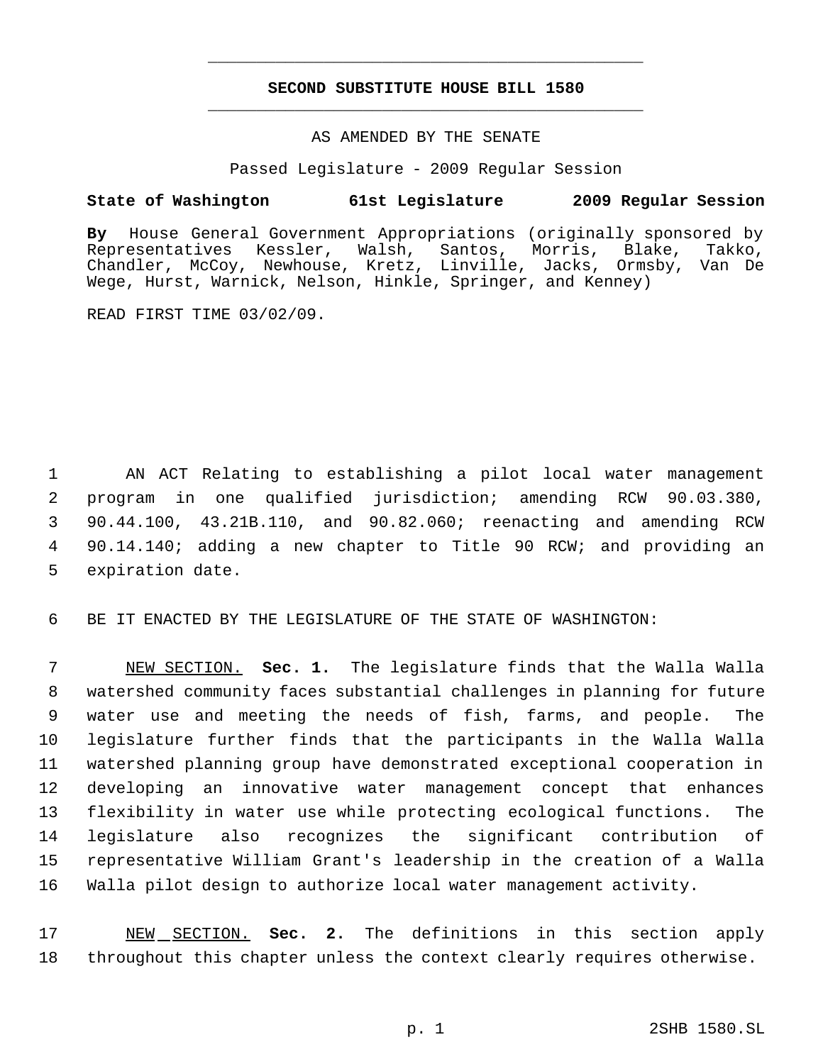# SECOND SUBSTITUTE HOUSE BILL 1580

AS AMENDED BY THE SENATE

Passed Legislature - 2009 Regular Session

**State of Washington 61st Legislature 2009 Regular Session**

**By** House General Government Appropriations (originally sponsored by Representatives Kessler, Walsh, Santos, Morris, Blake, Takko, Chandler, McCoy, Newhouse, Kretz, Linville, Jacks, Ormsby, Van De Wege, Hurst, Warnick, Nelson, Hinkle, Springer, and Kenney)

READ FIRST TIME 03/02/09.

AN ACT Relating to establishing a pilot local water management program in one qualified jurisdiction; amending RCW 90.03.380, 90.44.100, 43.21B.110, and 90.82.060; reenacting and amending RCW 90.14.140; adding a new chapter to Title 90 RCW; and providing an expiration date.

BE IT ENACTED BY THE LEGISLATURE OF THE STATE OF WASHINGTON:

NEW SECTION. **Sec. 1.** The legislature finds that the Walla Walla watershed community faces substantial challenges in planning for future water use and meeting the needs of fish, farms, and people. The legislature further finds that the participants in the Walla Walla watershed planning group have demonstrated exceptional cooperation in developing an innovative water management concept that enhances flexibility in water use while protecting ecological functions. The legislature also recognizes the significant contribution of representative William Grant's leadership in the creation of a Walla Walla pilot design to authorize local water management activity.

NEW SECTION. **Sec. 2.** The definitions in this section apply throughout this chapter unless the context clearly requires otherwise.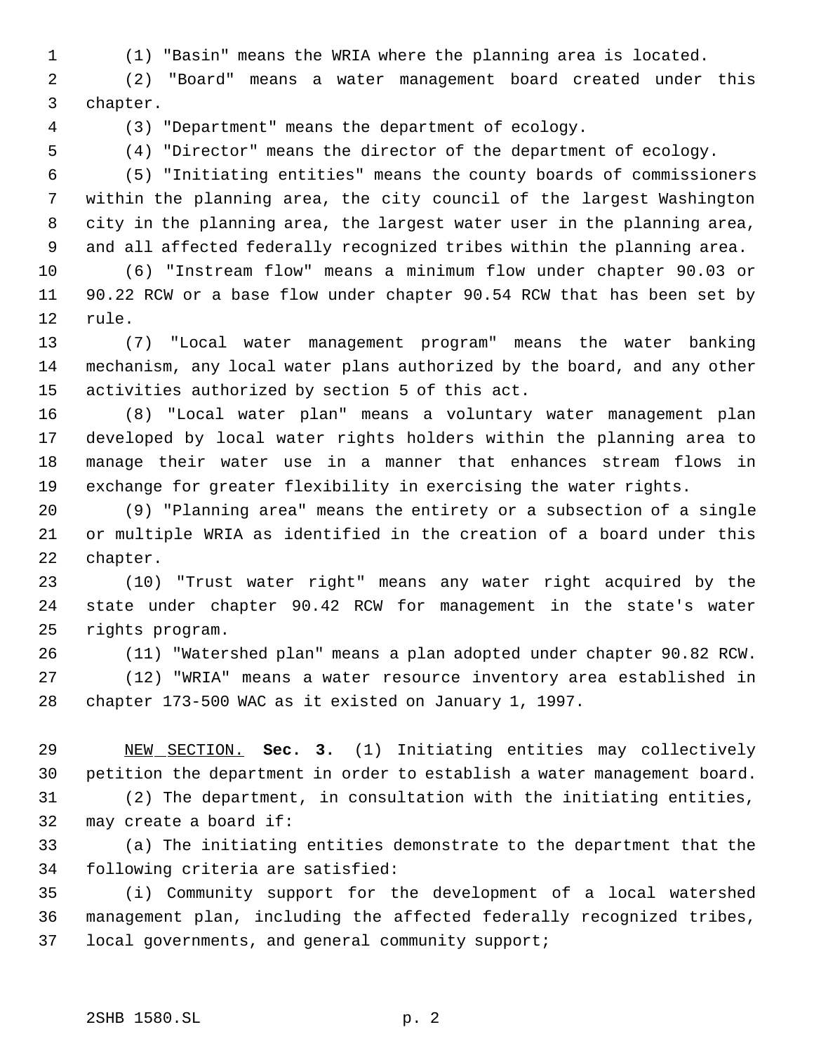(1) "Basin" means the WRIA where the planning area is located.

(2) "Board" means a water management board created under this chapter.

(3) "Department" means the department of ecology.

(4) "Director" means the director of the department of ecology.

(5) "Initiating entities" means the county boards of commissioners within the planning area, the city council of the largest Washington city in the planning area, the largest water user in the planning area, and all affected federally recognized tribes within the planning area.

(6) "Instream flow" means a minimum flow under chapter 90.03 or 90.22 RCW or a base flow under chapter 90.54 RCW that has been set by rule.

(7) "Local water management program" means the water banking mechanism, any local water plans authorized by the board, and any other activities authorized by section 5 of this act.

(8) "Local water plan" means a voluntary water management plan developed by local water rights holders within the planning area to manage their water use in a manner that enhances stream flows in exchange for greater flexibility in exercising the water rights.

(9) "Planning area" means the entirety or a subsection of a single or multiple WRIA as identified in the creation of a board under this chapter.

(10) "Trust water right" means any water right acquired by the state under chapter 90.42 RCW for management in the state's water rights program.

(11) "Watershed plan" means a plan adopted under chapter 90.82 RCW.

(12) "WRIA" means a water resource inventory area established in chapter 173-500 WAC as it existed on January 1, 1997.

NEW SECTION. **Sec. 3.** (1) Initiating entities may collectively petition the department in order to establish a water management board.

(2) The department, in consultation with the initiating entities, may create a board if:

(a) The initiating entities demonstrate to the department that the following criteria are satisfied:

(i) Community support for the development of a local watershed management plan, including the affected federally recognized tribes, local governments, and general community support;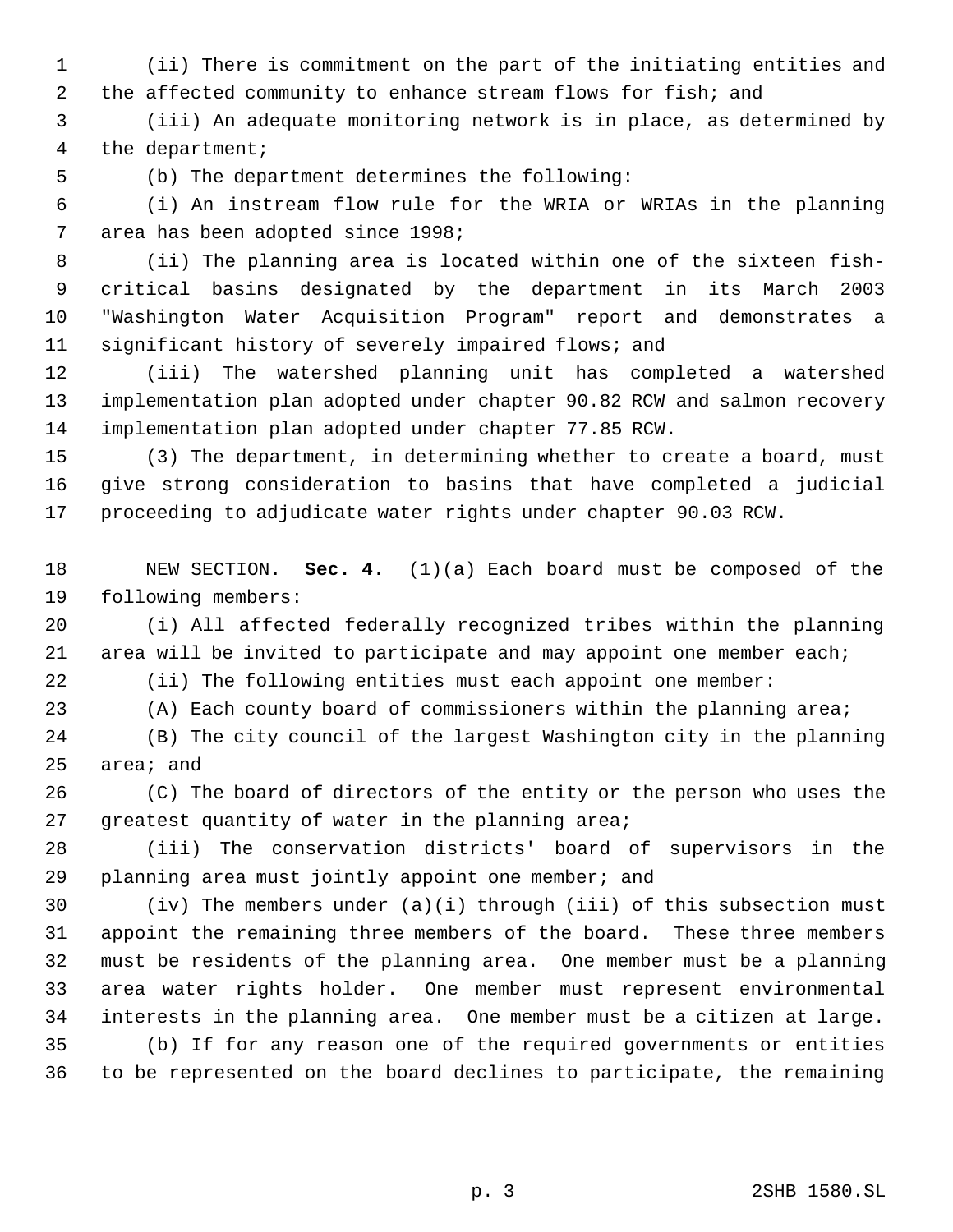(ii) There is commitment on the part of the initiating entities and the affected community to enhance stream flows for fish; and

(iii) An adequate monitoring network is in place, as determined by the department;

(b) The department determines the following:

(i) An instream flow rule for the WRIA or WRIAs in the planning area has been adopted since 1998;

(ii) The planning area is located within one of the sixteen fish-critical basins designated by the department in its March 2003 "Washington Water Acquisition Program" report and demonstrates a significant history of severely impaired flows; and

(iii) The watershed planning unit has completed a watershed implementation plan adopted under chapter 90.82 RCW and salmon recovery implementation plan adopted under chapter 77.85 RCW.

(3) The department, in determining whether to create a board, must give strong consideration to basins that have completed a judicial proceeding to adjudicate water rights under chapter 90.03 RCW.

NEW SECTION. **Sec. 4.** (1)(a) Each board must be composed of the following members:

(i) All affected federally recognized tribes within the planning area will be invited to participate and may appoint one member each;

(ii) The following entities must each appoint one member:

(A) Each county board of commissioners within the planning area;

(B) The city council of the largest Washington city in the planning area; and

(C) The board of directors of the entity or the person who uses the greatest quantity of water in the planning area;

(iii) The conservation districts' board of supervisors in the planning area must jointly appoint one member; and

(iv) The members under (a)(i) through (iii) of this subsection must appoint the remaining three members of the board. These three members must be residents of the planning area. One member must be a planning area water rights holder. One member must represent environmental interests in the planning area. One member must be a citizen at large.

(b) If for any reason one of the required governments or entities to be represented on the board declines to participate, the remaining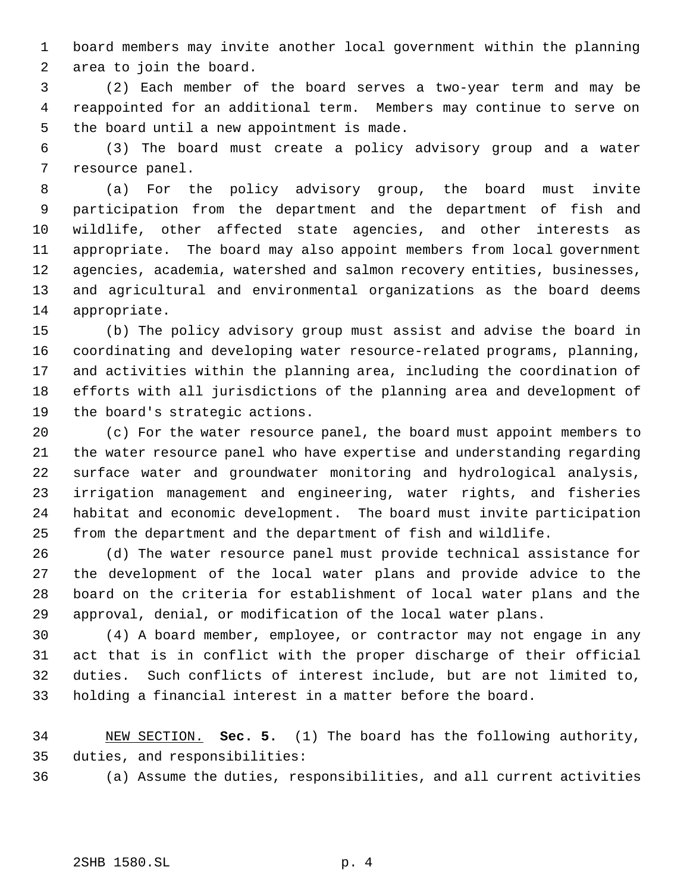board members may invite another local government within the planning area to join the board.

(2) Each member of the board serves a two-year term and may be reappointed for an additional term. Members may continue to serve on the board until a new appointment is made.

(3) The board must create a policy advisory group and a water resource panel.

(a) For the policy advisory group, the board must invite participation from the department and the department of fish and wildlife, other affected state agencies, and other interests as appropriate. The board may also appoint members from local government agencies, academia, watershed and salmon recovery entities, businesses, and agricultural and environmental organizations as the board deems appropriate.

(b) The policy advisory group must assist and advise the board in coordinating and developing water resource-related programs, planning, and activities within the planning area, including the coordination of efforts with all jurisdictions of the planning area and development of the board's strategic actions.

(c) For the water resource panel, the board must appoint members to the water resource panel who have expertise and understanding regarding surface water and groundwater monitoring and hydrological analysis, irrigation management and engineering, water rights, and fisheries habitat and economic development. The board must invite participation from the department and the department of fish and wildlife.

(d) The water resource panel must provide technical assistance for the development of the local water plans and provide advice to the board on the criteria for establishment of local water plans and the approval, denial, or modification of the local water plans.

(4) A board member, employee, or contractor may not engage in any act that is in conflict with the proper discharge of their official duties. Such conflicts of interest include, but are not limited to, holding a financial interest in a matter before the board.

NEW SECTION. **Sec. 5.** (1) The board has the following authority, duties, and responsibilities:

(a) Assume the duties, responsibilities, and all current activities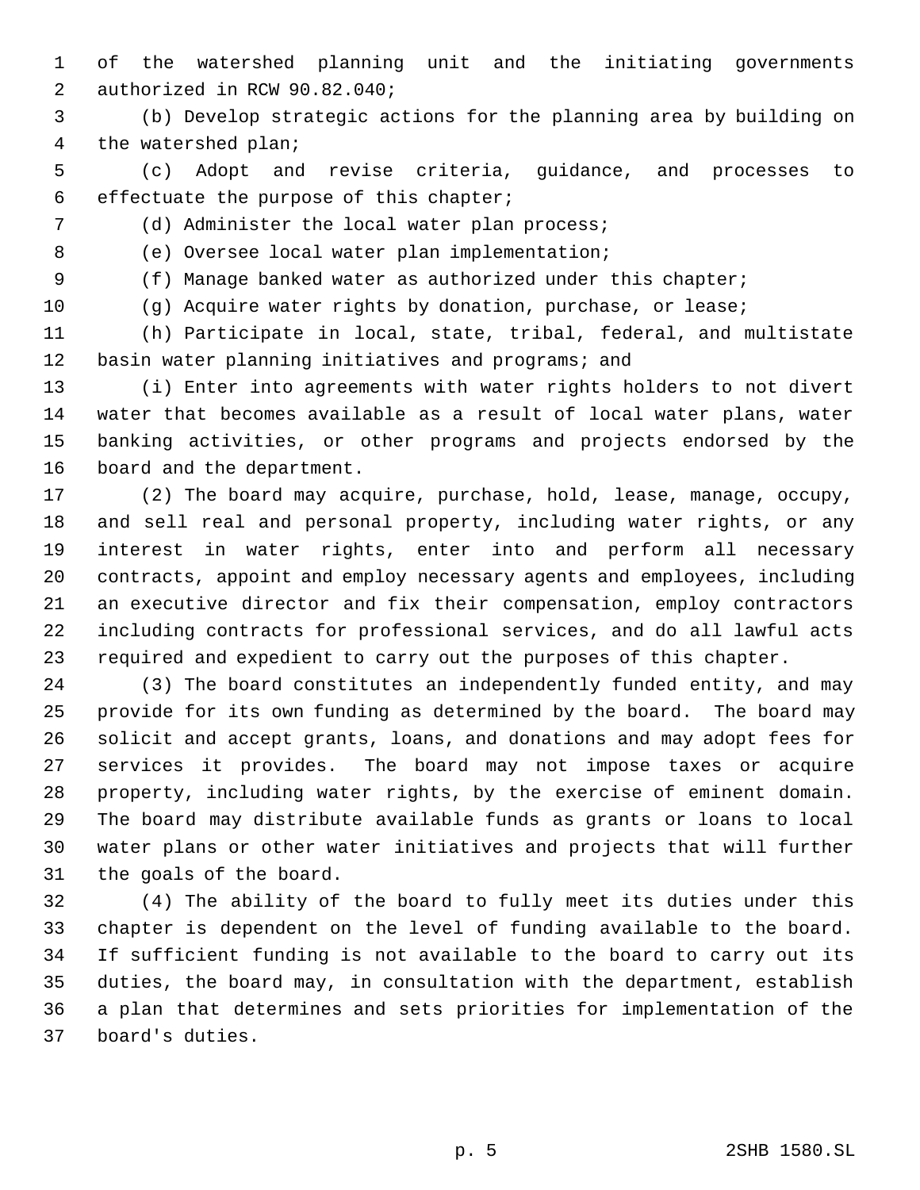of the watershed planning unit and the initiating governments authorized in RCW 90.82.040;

(b) Develop strategic actions for the planning area by building on the watershed plan;

(c) Adopt and revise criteria, guidance, and processes to effectuate the purpose of this chapter;

(d) Administer the local water plan process;

(e) Oversee local water plan implementation;

(f) Manage banked water as authorized under this chapter;

(g) Acquire water rights by donation, purchase, or lease;

(h) Participate in local, state, tribal, federal, and multistate basin water planning initiatives and programs; and

(i) Enter into agreements with water rights holders to not divert water that becomes available as a result of local water plans, water banking activities, or other programs and projects endorsed by the board and the department.

(2) The board may acquire, purchase, hold, lease, manage, occupy, and sell real and personal property, including water rights, or any interest in water rights, enter into and perform all necessary contracts, appoint and employ necessary agents and employees, including an executive director and fix their compensation, employ contractors including contracts for professional services, and do all lawful acts required and expedient to carry out the purposes of this chapter.

(3) The board constitutes an independently funded entity, and may provide for its own funding as determined by the board. The board may solicit and accept grants, loans, and donations and may adopt fees for services it provides. The board may not impose taxes or acquire property, including water rights, by the exercise of eminent domain. The board may distribute available funds as grants or loans to local water plans or other water initiatives and projects that will further the goals of the board.

(4) The ability of the board to fully meet its duties under this chapter is dependent on the level of funding available to the board. If sufficient funding is not available to the board to carry out its duties, the board may, in consultation with the department, establish a plan that determines and sets priorities for implementation of the board's duties.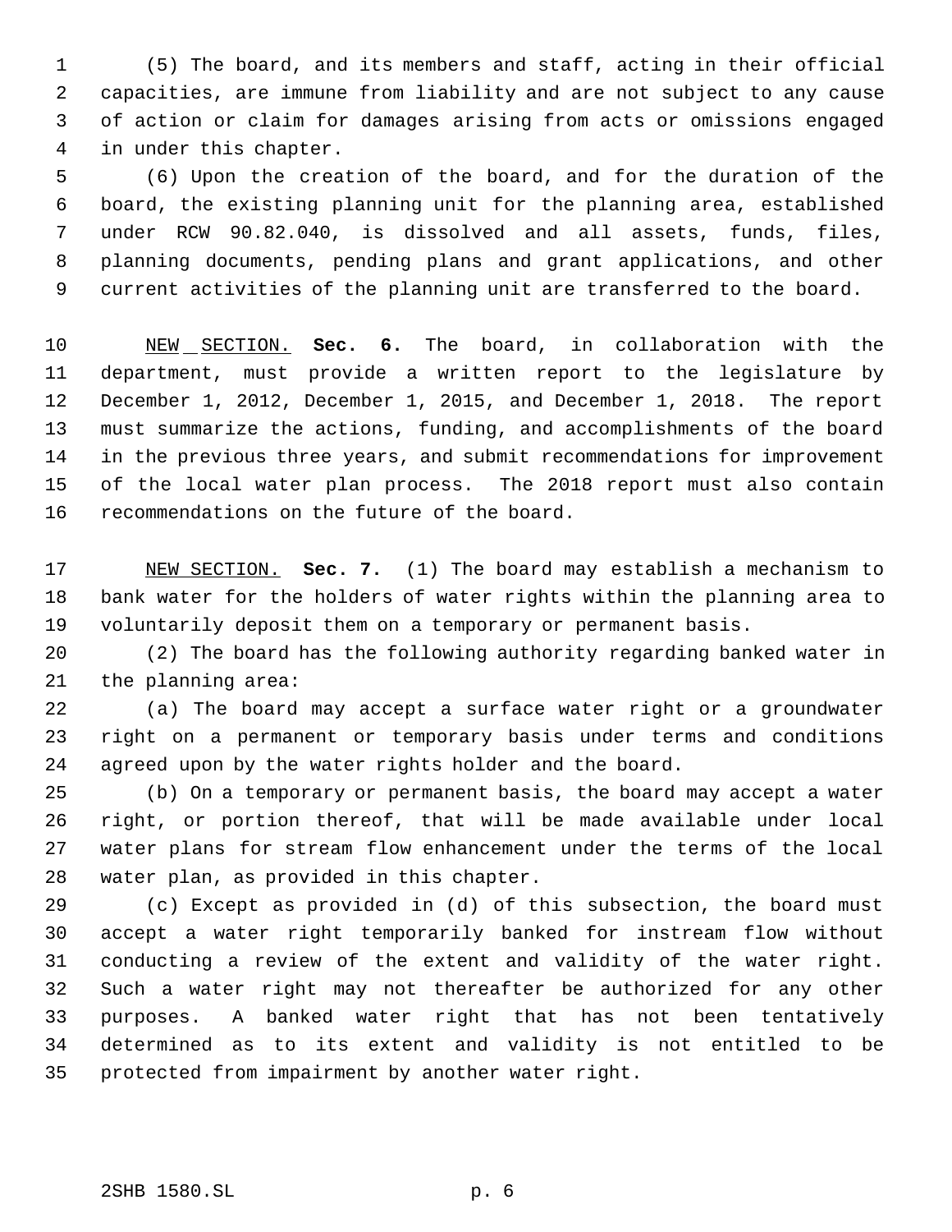(5) The board, and its members and staff, acting in their official capacities, are immune from liability and are not subject to any cause of action or claim for damages arising from acts or omissions engaged in under this chapter.

(6) Upon the creation of the board, and for the duration of the board, the existing planning unit for the planning area, established under RCW 90.82.040, is dissolved and all assets, funds, files, planning documents, pending plans and grant applications, and other current activities of the planning unit are transferred to the board.

NEW SECTION. **Sec. 6.** The board, in collaboration with the department, must provide a written report to the legislature by December 1, 2012, December 1, 2015, and December 1, 2018. The report must summarize the actions, funding, and accomplishments of the board in the previous three years, and submit recommendations for improvement of the local water plan process. The 2018 report must also contain recommendations on the future of the board.

NEW SECTION. **Sec. 7.** (1) The board may establish a mechanism to bank water for the holders of water rights within the planning area to voluntarily deposit them on a temporary or permanent basis.

(2) The board has the following authority regarding banked water in the planning area:

(a) The board may accept a surface water right or a groundwater right on a permanent or temporary basis under terms and conditions agreed upon by the water rights holder and the board.

(b) On a temporary or permanent basis, the board may accept a water right, or portion thereof, that will be made available under local water plans for stream flow enhancement under the terms of the local water plan, as provided in this chapter.

(c) Except as provided in (d) of this subsection, the board must accept a water right temporarily banked for instream flow without conducting a review of the extent and validity of the water right. Such a water right may not thereafter be authorized for any other purposes. A banked water right that has not been tentatively determined as to its extent and validity is not entitled to be protected from impairment by another water right.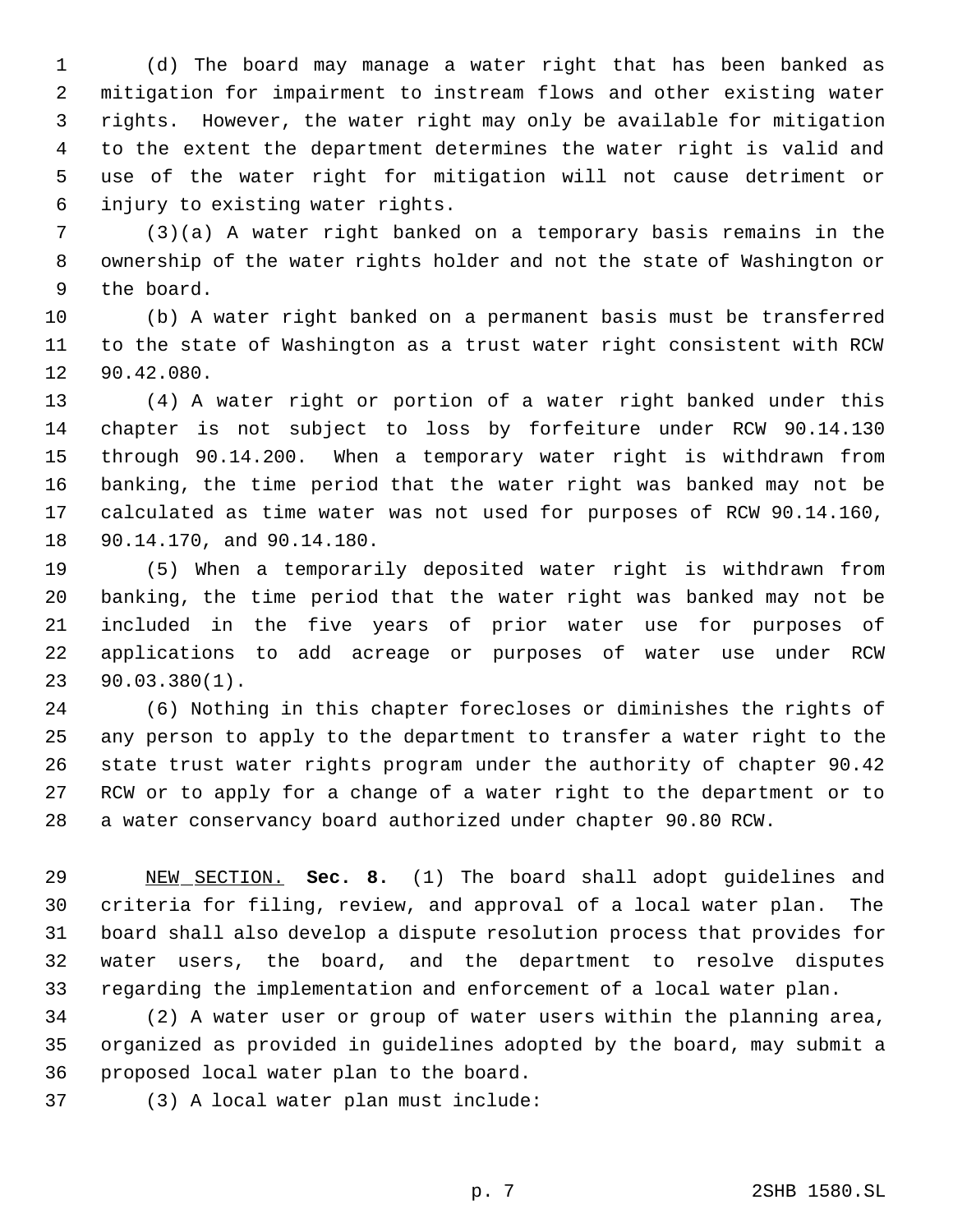(d) The board may manage a water right that has been banked as mitigation for impairment to instream flows and other existing water rights. However, the water right may only be available for mitigation to the extent the department determines the water right is valid and use of the water right for mitigation will not cause detriment or injury to existing water rights.

(3)(a) A water right banked on a temporary basis remains in the ownership of the water rights holder and not the state of Washington or the board.

(b) A water right banked on a permanent basis must be transferred to the state of Washington as a trust water right consistent with RCW 90.42.080.

(4) A water right or portion of a water right banked under this chapter is not subject to loss by forfeiture under RCW 90.14.130 through 90.14.200. When a temporary water right is withdrawn from banking, the time period that the water right was banked may not be calculated as time water was not used for purposes of RCW 90.14.160, 90.14.170, and 90.14.180.

(5) When a temporarily deposited water right is withdrawn from banking, the time period that the water right was banked may not be included in the five years of prior water use for purposes of applications to add acreage or purposes of water use under RCW 90.03.380(1).

(6) Nothing in this chapter forecloses or diminishes the rights of any person to apply to the department to transfer a water right to the state trust water rights program under the authority of chapter 90.42 RCW or to apply for a change of a water right to the department or to a water conservancy board authorized under chapter 90.80 RCW.

NEW SECTION. **Sec. 8.** (1) The board shall adopt guidelines and criteria for filing, review, and approval of a local water plan. The board shall also develop a dispute resolution process that provides for water users, the board, and the department to resolve disputes regarding the implementation and enforcement of a local water plan.

(2) A water user or group of water users within the planning area, organized as provided in guidelines adopted by the board, may submit a proposed local water plan to the board.

(3) A local water plan must include: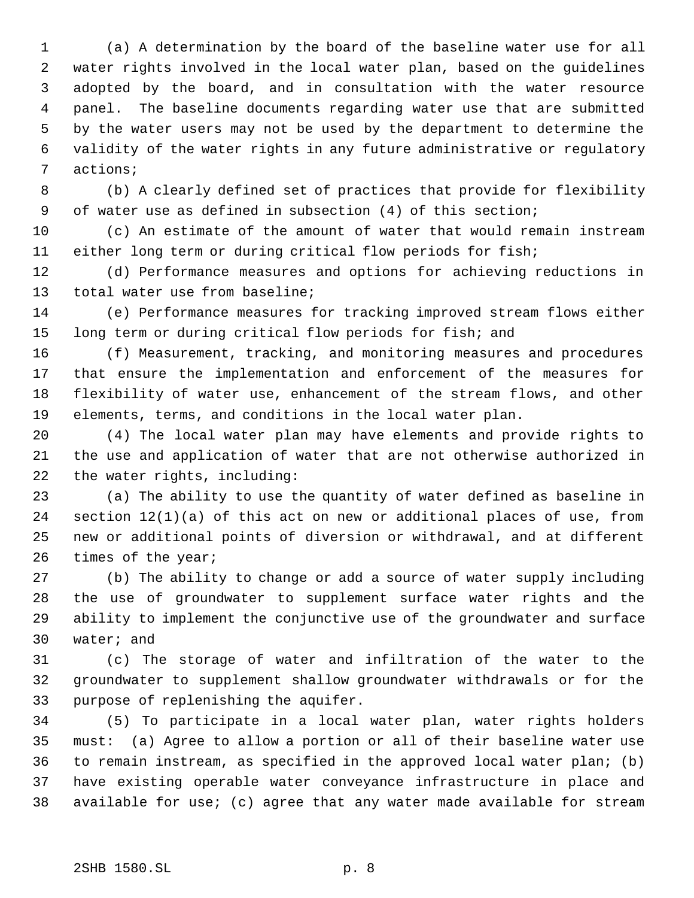(a) A determination by the board of the baseline water use for all water rights involved in the local water plan, based on the guidelines adopted by the board, and in consultation with the water resource panel. The baseline documents regarding water use that are submitted by the water users may not be used by the department to determine the validity of the water rights in any future administrative or regulatory actions;

(b) A clearly defined set of practices that provide for flexibility of water use as defined in subsection (4) of this section;

(c) An estimate of the amount of water that would remain instream either long term or during critical flow periods for fish;

(d) Performance measures and options for achieving reductions in total water use from baseline;

(e) Performance measures for tracking improved stream flows either long term or during critical flow periods for fish; and

(f) Measurement, tracking, and monitoring measures and procedures that ensure the implementation and enforcement of the measures for flexibility of water use, enhancement of the stream flows, and other elements, terms, and conditions in the local water plan.

(4) The local water plan may have elements and provide rights to the use and application of water that are not otherwise authorized in the water rights, including:

(a) The ability to use the quantity of water defined as baseline in section 12(1)(a) of this act on new or additional places of use, from new or additional points of diversion or withdrawal, and at different times of the year;

(b) The ability to change or add a source of water supply including the use of groundwater to supplement surface water rights and the ability to implement the conjunctive use of the groundwater and surface water; and

(c) The storage of water and infiltration of the water to the groundwater to supplement shallow groundwater withdrawals or for the purpose of replenishing the aquifer.

(5) To participate in a local water plan, water rights holders must: (a) Agree to allow a portion or all of their baseline water use to remain instream, as specified in the approved local water plan; (b) have existing operable water conveyance infrastructure in place and available for use; (c) agree that any water made available for stream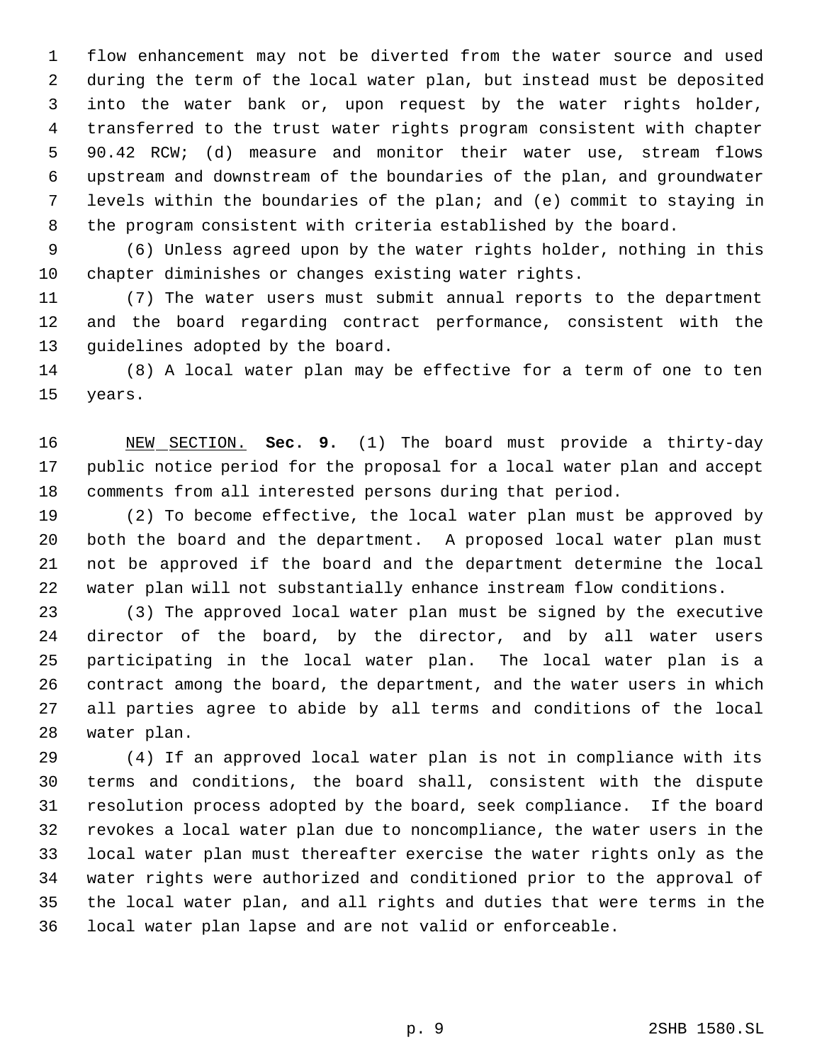flow enhancement may not be diverted from the water source and used during the term of the local water plan, but instead must be deposited into the water bank or, upon request by the water rights holder, transferred to the trust water rights program consistent with chapter 90.42 RCW; (d) measure and monitor their water use, stream flows upstream and downstream of the boundaries of the plan, and groundwater levels within the boundaries of the plan; and (e) commit to staying in the program consistent with criteria established by the board.

(6) Unless agreed upon by the water rights holder, nothing in this chapter diminishes or changes existing water rights.

(7) The water users must submit annual reports to the department and the board regarding contract performance, consistent with the guidelines adopted by the board.

(8) A local water plan may be effective for a term of one to ten years.

NEW SECTION. **Sec. 9.** (1) The board must provide a thirty-day public notice period for the proposal for a local water plan and accept comments from all interested persons during that period.

(2) To become effective, the local water plan must be approved by both the board and the department. A proposed local water plan must not be approved if the board and the department determine the local water plan will not substantially enhance instream flow conditions.

(3) The approved local water plan must be signed by the executive director of the board, by the director, and by all water users participating in the local water plan. The local water plan is a contract among the board, the department, and the water users in which all parties agree to abide by all terms and conditions of the local water plan.

(4) If an approved local water plan is not in compliance with its terms and conditions, the board shall, consistent with the dispute resolution process adopted by the board, seek compliance. If the board revokes a local water plan due to noncompliance, the water users in the local water plan must thereafter exercise the water rights only as the water rights were authorized and conditioned prior to the approval of the local water plan, and all rights and duties that were terms in the local water plan lapse and are not valid or enforceable.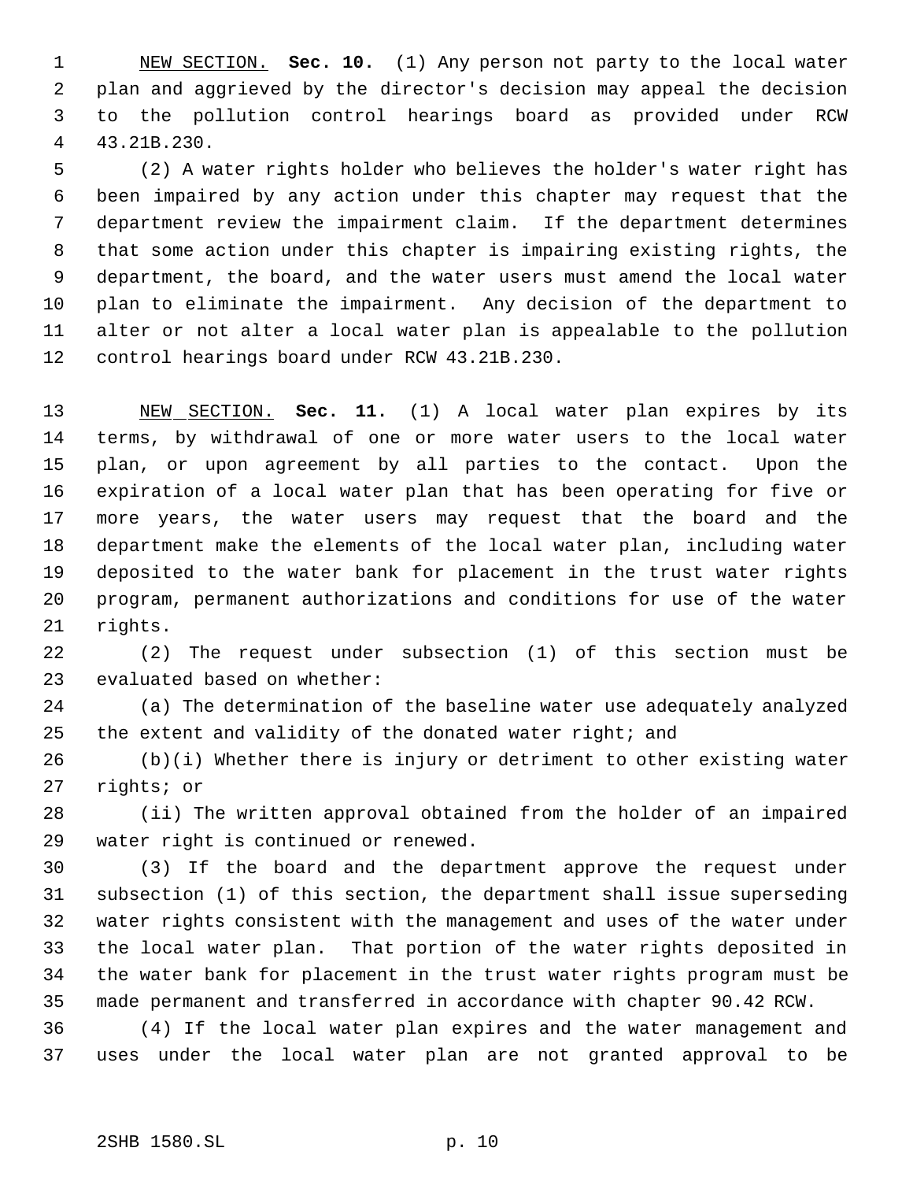NEW SECTION. **Sec. 10.** (1) Any person not party to the local water plan and aggrieved by the director's decision may appeal the decision to the pollution control hearings board as provided under RCW 43.21B.230.

(2) A water rights holder who believes the holder's water right has been impaired by any action under this chapter may request that the department review the impairment claim. If the department determines that some action under this chapter is impairing existing rights, the department, the board, and the water users must amend the local water plan to eliminate the impairment. Any decision of the department to alter or not alter a local water plan is appealable to the pollution control hearings board under RCW 43.21B.230.

NEW SECTION. **Sec. 11.** (1) A local water plan expires by its terms, by withdrawal of one or more water users to the local water plan, or upon agreement by all parties to the contact. Upon the expiration of a local water plan that has been operating for five or more years, the water users may request that the board and the department make the elements of the local water plan, including water deposited to the water bank for placement in the trust water rights program, permanent authorizations and conditions for use of the water rights.

(2) The request under subsection (1) of this section must be evaluated based on whether:

(a) The determination of the baseline water use adequately analyzed the extent and validity of the donated water right; and

(b)(i) Whether there is injury or detriment to other existing water rights; or

(ii) The written approval obtained from the holder of an impaired water right is continued or renewed.

(3) If the board and the department approve the request under subsection (1) of this section, the department shall issue superseding water rights consistent with the management and uses of the water under the local water plan. That portion of the water rights deposited in the water bank for placement in the trust water rights program must be made permanent and transferred in accordance with chapter 90.42 RCW.

(4) If the local water plan expires and the water management and uses under the local water plan are not granted approval to be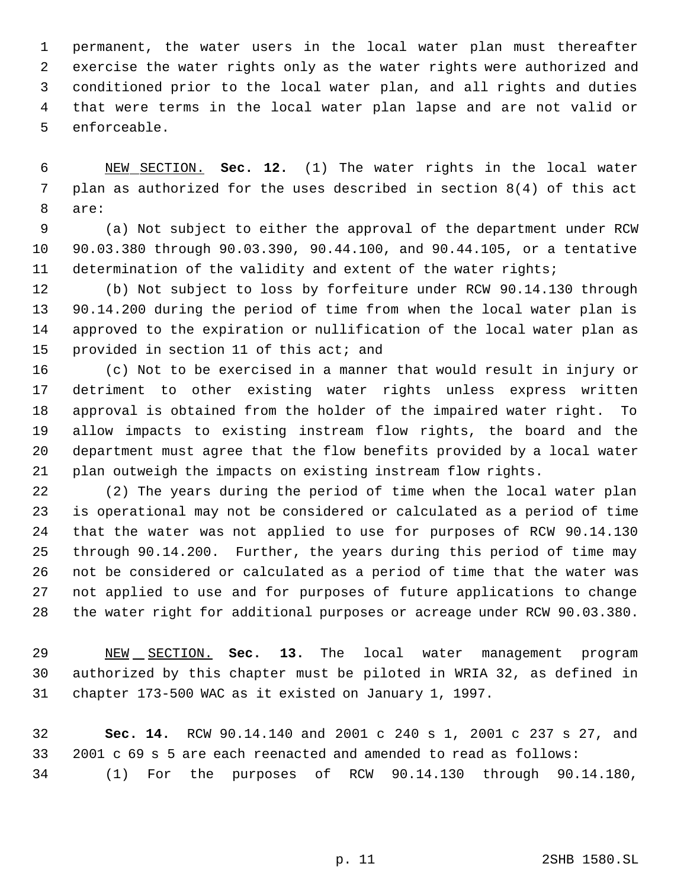permanent, the water users in the local water plan must thereafter exercise the water rights only as the water rights were authorized and conditioned prior to the local water plan, and all rights and duties that were terms in the local water plan lapse and are not valid or enforceable.

NEW SECTION. **Sec. 12.** (1) The water rights in the local water plan as authorized for the uses described in section 8(4) of this act are:

(a) Not subject to either the approval of the department under RCW 90.03.380 through 90.03.390, 90.44.100, and 90.44.105, or a tentative determination of the validity and extent of the water rights;

(b) Not subject to loss by forfeiture under RCW 90.14.130 through 90.14.200 during the period of time from when the local water plan is approved to the expiration or nullification of the local water plan as provided in section 11 of this act; and

(c) Not to be exercised in a manner that would result in injury or detriment to other existing water rights unless express written approval is obtained from the holder of the impaired water right. To allow impacts to existing instream flow rights, the board and the department must agree that the flow benefits provided by a local water plan outweigh the impacts on existing instream flow rights.

(2) The years during the period of time when the local water plan is operational may not be considered or calculated as a period of time that the water was not applied to use for purposes of RCW 90.14.130 through 90.14.200. Further, the years during this period of time may not be considered or calculated as a period of time that the water was not applied to use and for purposes of future applications to change the water right for additional purposes or acreage under RCW 90.03.380.

NEW SECTION. **Sec. 13.** The local water management program authorized by this chapter must be piloted in WRIA 32, as defined in chapter 173-500 WAC as it existed on January 1, 1997.

**Sec. 14.** RCW 90.14.140 and 2001 c 240 s 1, 2001 c 237 s 27, and 2001 c 69 s 5 are each reenacted and amended to read as follows:

(1) For the purposes of RCW 90.14.130 through 90.14.180,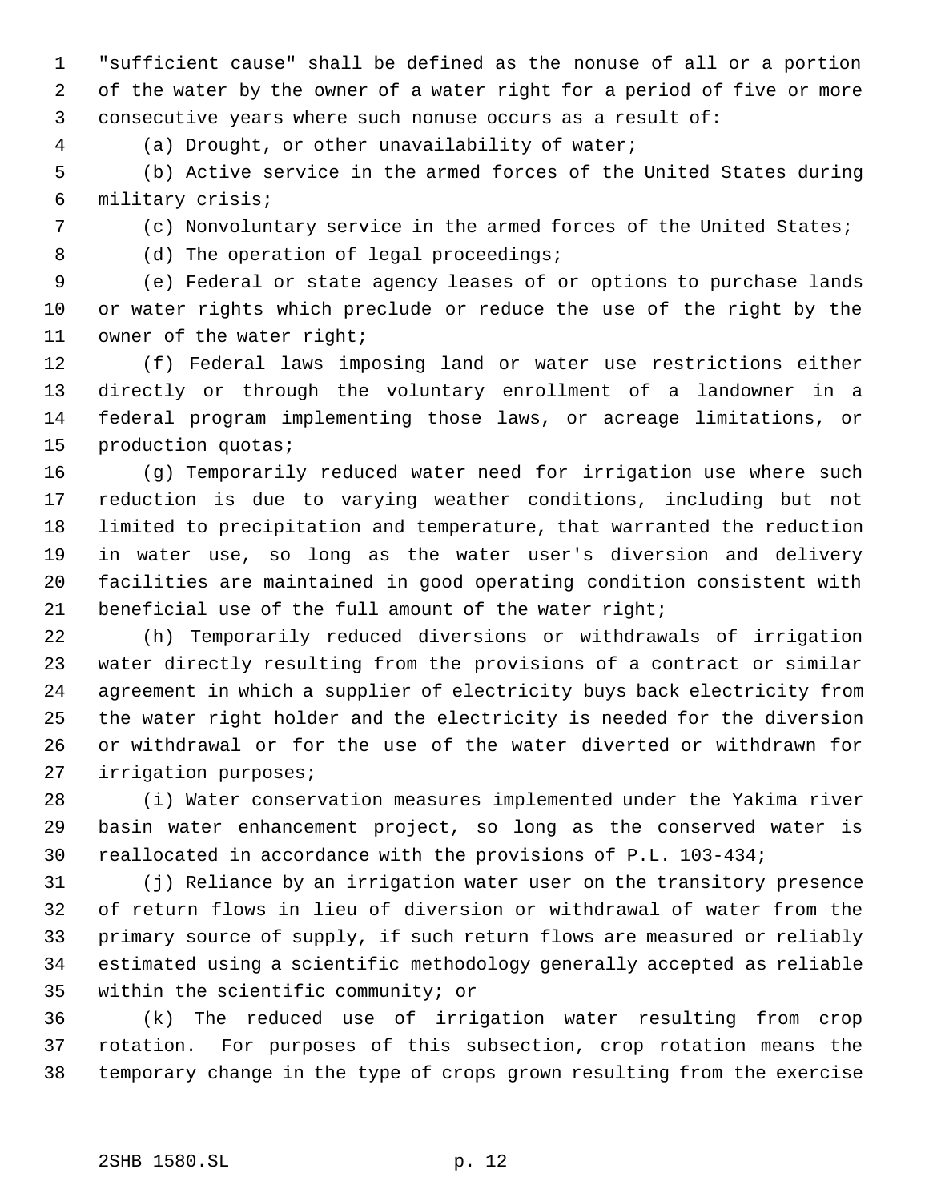"sufficient cause" shall be defined as the nonuse of all or a portion of the water by the owner of a water right for a period of five or more consecutive years where such nonuse occurs as a result of:

(a) Drought, or other unavailability of water;

(b) Active service in the armed forces of the United States during military crisis;

(c) Nonvoluntary service in the armed forces of the United States;

(d) The operation of legal proceedings;

(e) Federal or state agency leases of or options to purchase lands or water rights which preclude or reduce the use of the right by the owner of the water right;

(f) Federal laws imposing land or water use restrictions either directly or through the voluntary enrollment of a landowner in a federal program implementing those laws, or acreage limitations, or production quotas;

(g) Temporarily reduced water need for irrigation use where such reduction is due to varying weather conditions, including but not limited to precipitation and temperature, that warranted the reduction in water use, so long as the water user's diversion and delivery facilities are maintained in good operating condition consistent with beneficial use of the full amount of the water right;

(h) Temporarily reduced diversions or withdrawals of irrigation water directly resulting from the provisions of a contract or similar agreement in which a supplier of electricity buys back electricity from the water right holder and the electricity is needed for the diversion or withdrawal or for the use of the water diverted or withdrawn for irrigation purposes;

(i) Water conservation measures implemented under the Yakima river basin water enhancement project, so long as the conserved water is reallocated in accordance with the provisions of P.L. 103-434;

(j) Reliance by an irrigation water user on the transitory presence of return flows in lieu of diversion or withdrawal of water from the primary source of supply, if such return flows are measured or reliably estimated using a scientific methodology generally accepted as reliable within the scientific community; or

(k) The reduced use of irrigation water resulting from crop rotation. For purposes of this subsection, crop rotation means the temporary change in the type of crops grown resulting from the exercise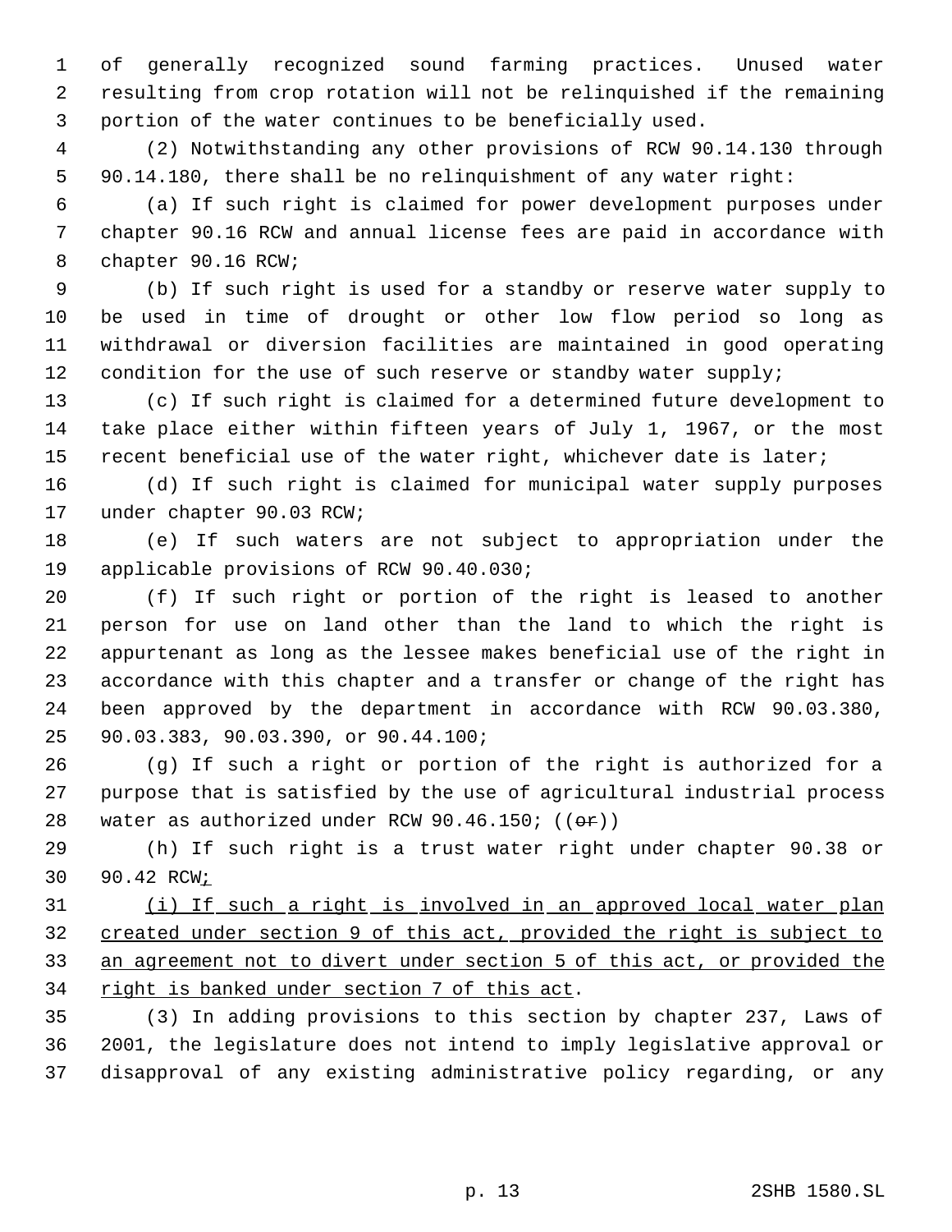of generally recognized sound farming practices. Unused water resulting from crop rotation will not be relinquished if the remaining portion of the water continues to be beneficially used.

(2) Notwithstanding any other provisions of RCW 90.14.130 through 90.14.180, there shall be no relinquishment of any water right:

(a) If such right is claimed for power development purposes under chapter 90.16 RCW and annual license fees are paid in accordance with chapter 90.16 RCW;

(b) If such right is used for a standby or reserve water supply to be used in time of drought or other low flow period so long as withdrawal or diversion facilities are maintained in good operating condition for the use of such reserve or standby water supply;

(c) If such right is claimed for a determined future development to take place either within fifteen years of July 1, 1967, or the most recent beneficial use of the water right, whichever date is later;

(d) If such right is claimed for municipal water supply purposes under chapter 90.03 RCW;

(e) If such waters are not subject to appropriation under the applicable provisions of RCW 90.40.030;

(f) If such right or portion of the right is leased to another person for use on land other than the land to which the right is appurtenant as long as the lessee makes beneficial use of the right in accordance with this chapter and a transfer or change of the right has been approved by the department in accordance with RCW 90.03.380, 90.03.383, 90.03.390, or 90.44.100;

(g) If such a right or portion of the right is authorized for a purpose that is satisfied by the use of agricultural industrial process water as authorized under RCW 90.46.150; ((~~or~~))

(h) If such right is a trust water right under chapter 90.38 or 90.42 RCW<u>;</u>

<u>(i) If such a right is involved in an approved local water plan created under section 9 of this act, provided the right is subject to an agreement not to divert under section 5 of this act, or provided the right is banked under section 7 of this act</u>.

(3) In adding provisions to this section by chapter 237, Laws of 2001, the legislature does not intend to imply legislative approval or disapproval of any existing administrative policy regarding, or any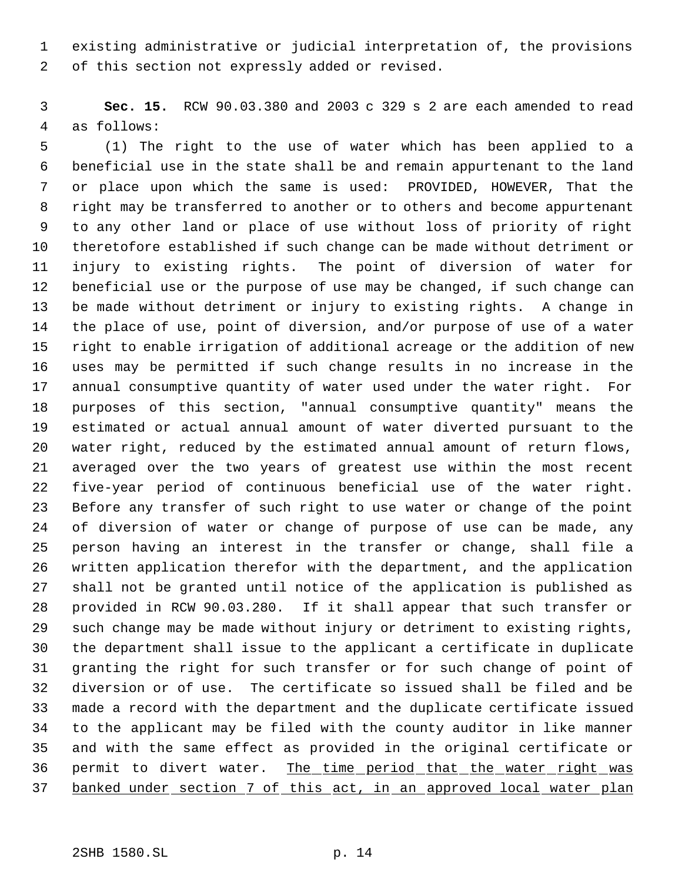existing administrative or judicial interpretation of, the provisions of this section not expressly added or revised.

**Sec. 15.** RCW 90.03.380 and 2003 c 329 s 2 are each amended to read as follows:

(1) The right to the use of water which has been applied to a beneficial use in the state shall be and remain appurtenant to the land or place upon which the same is used: PROVIDED, HOWEVER, That the right may be transferred to another or to others and become appurtenant to any other land or place of use without loss of priority of right theretofore established if such change can be made without detriment or injury to existing rights. The point of diversion of water for beneficial use or the purpose of use may be changed, if such change can be made without detriment or injury to existing rights. A change in the place of use, point of diversion, and/or purpose of use of a water right to enable irrigation of additional acreage or the addition of new uses may be permitted if such change results in no increase in the annual consumptive quantity of water used under the water right. For purposes of this section, "annual consumptive quantity" means the estimated or actual annual amount of water diverted pursuant to the water right, reduced by the estimated annual amount of return flows, averaged over the two years of greatest use within the most recent five-year period of continuous beneficial use of the water right. Before any transfer of such right to use water or change of the point of diversion of water or change of purpose of use can be made, any person having an interest in the transfer or change, shall file a written application therefor with the department, and the application shall not be granted until notice of the application is published as provided in RCW 90.03.280. If it shall appear that such transfer or such change may be made without injury or detriment to existing rights, the department shall issue to the applicant a certificate in duplicate granting the right for such transfer or for such change of point of diversion or of use. The certificate so issued shall be filed and be made a record with the department and the duplicate certificate issued to the applicant may be filed with the county auditor in like manner and with the same effect as provided in the original certificate or permit to divert water. <u>The time period that the water right was banked under section 7 of this act, in an approved local water plan</u>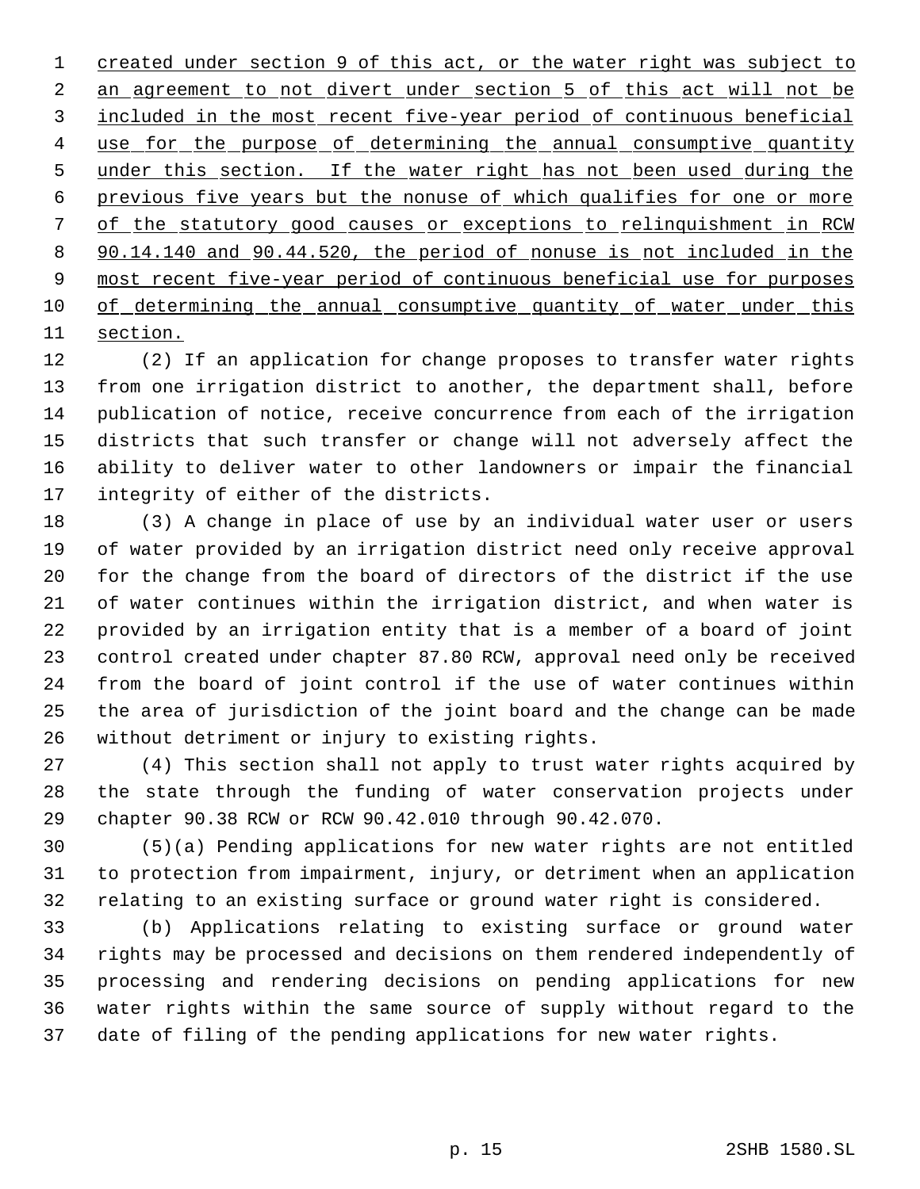created under section 9 of this act, or the water right was subject to an agreement to not divert under section 5 of this act will not be included in the most recent five-year period of continuous beneficial use for the purpose of determining the annual consumptive quantity under this section. If the water right has not been used during the previous five years but the nonuse of which qualifies for one or more of the statutory good causes or exceptions to relinquishment in RCW 90.14.140 and 90.44.520, the period of nonuse is not included in the most recent five-year period of continuous beneficial use for purposes of determining the annual consumptive quantity of water under this section.

(2) If an application for change proposes to transfer water rights from one irrigation district to another, the department shall, before publication of notice, receive concurrence from each of the irrigation districts that such transfer or change will not adversely affect the ability to deliver water to other landowners or impair the financial integrity of either of the districts.

(3) A change in place of use by an individual water user or users of water provided by an irrigation district need only receive approval for the change from the board of directors of the district if the use of water continues within the irrigation district, and when water is provided by an irrigation entity that is a member of a board of joint control created under chapter 87.80 RCW, approval need only be received from the board of joint control if the use of water continues within the area of jurisdiction of the joint board and the change can be made without detriment or injury to existing rights.

(4) This section shall not apply to trust water rights acquired by the state through the funding of water conservation projects under chapter 90.38 RCW or RCW 90.42.010 through 90.42.070.

(5)(a) Pending applications for new water rights are not entitled to protection from impairment, injury, or detriment when an application relating to an existing surface or ground water right is considered.

(b) Applications relating to existing surface or ground water rights may be processed and decisions on them rendered independently of processing and rendering decisions on pending applications for new water rights within the same source of supply without regard to the date of filing of the pending applications for new water rights.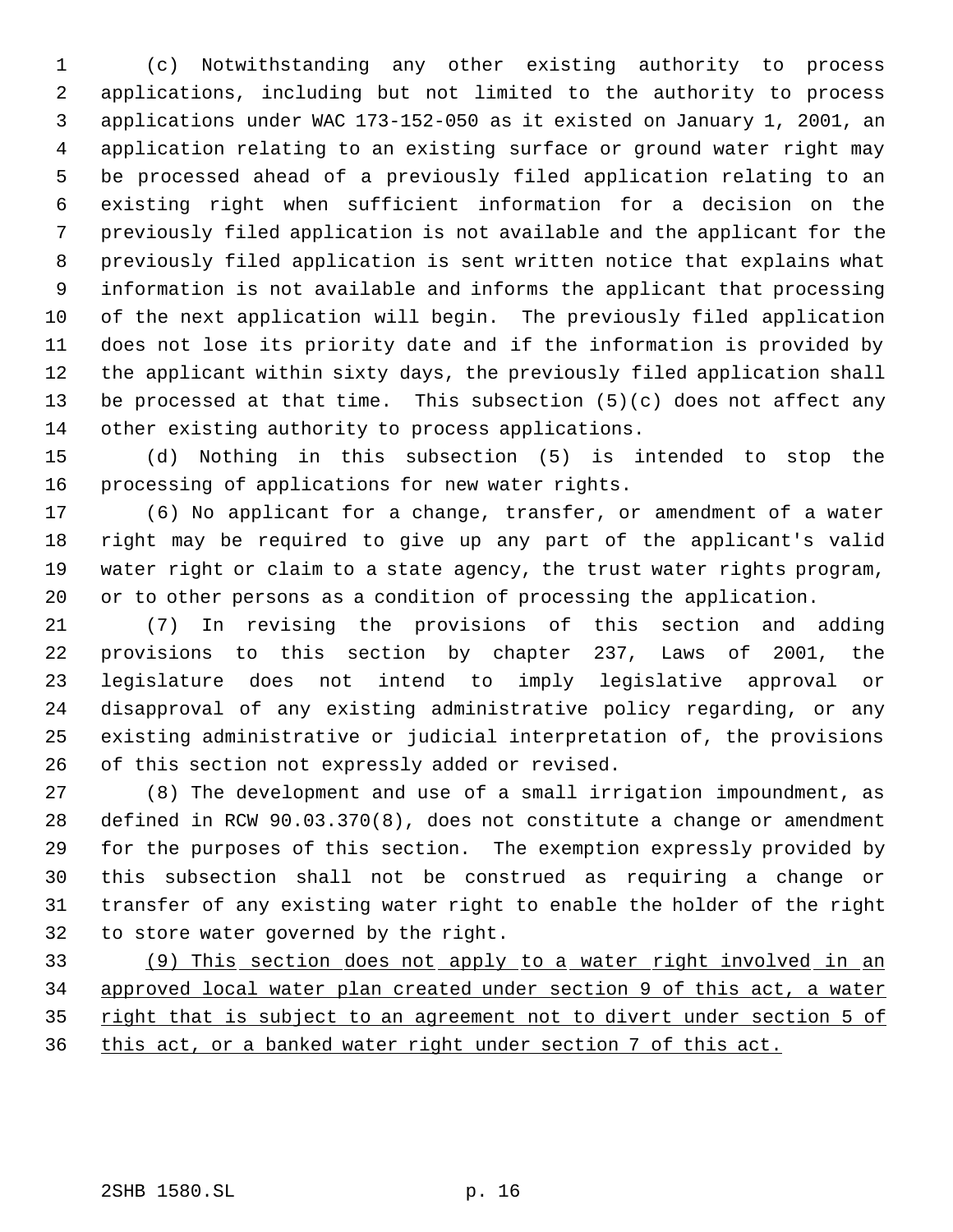(c) Notwithstanding any other existing authority to process applications, including but not limited to the authority to process applications under WAC 173-152-050 as it existed on January 1, 2001, an application relating to an existing surface or ground water right may be processed ahead of a previously filed application relating to an existing right when sufficient information for a decision on the previously filed application is not available and the applicant for the previously filed application is sent written notice that explains what information is not available and informs the applicant that processing of the next application will begin. The previously filed application does not lose its priority date and if the information is provided by the applicant within sixty days, the previously filed application shall be processed at that time. This subsection (5)(c) does not affect any other existing authority to process applications.

(d) Nothing in this subsection (5) is intended to stop the processing of applications for new water rights.

(6) No applicant for a change, transfer, or amendment of a water right may be required to give up any part of the applicant's valid water right or claim to a state agency, the trust water rights program, or to other persons as a condition of processing the application.

(7) In revising the provisions of this section and adding provisions to this section by chapter 237, Laws of 2001, the legislature does not intend to imply legislative approval or disapproval of any existing administrative policy regarding, or any existing administrative or judicial interpretation of, the provisions of this section not expressly added or revised.

(8) The development and use of a small irrigation impoundment, as defined in RCW 90.03.370(8), does not constitute a change or amendment for the purposes of this section. The exemption expressly provided by this subsection shall not be construed as requiring a change or transfer of any existing water right to enable the holder of the right to store water governed by the right.

<u>(9) This section does not apply to a water right involved in an approved local water plan created under section 9 of this act, a water right that is subject to an agreement not to divert under section 5 of this act, or a banked water right under section 7 of this act.</u>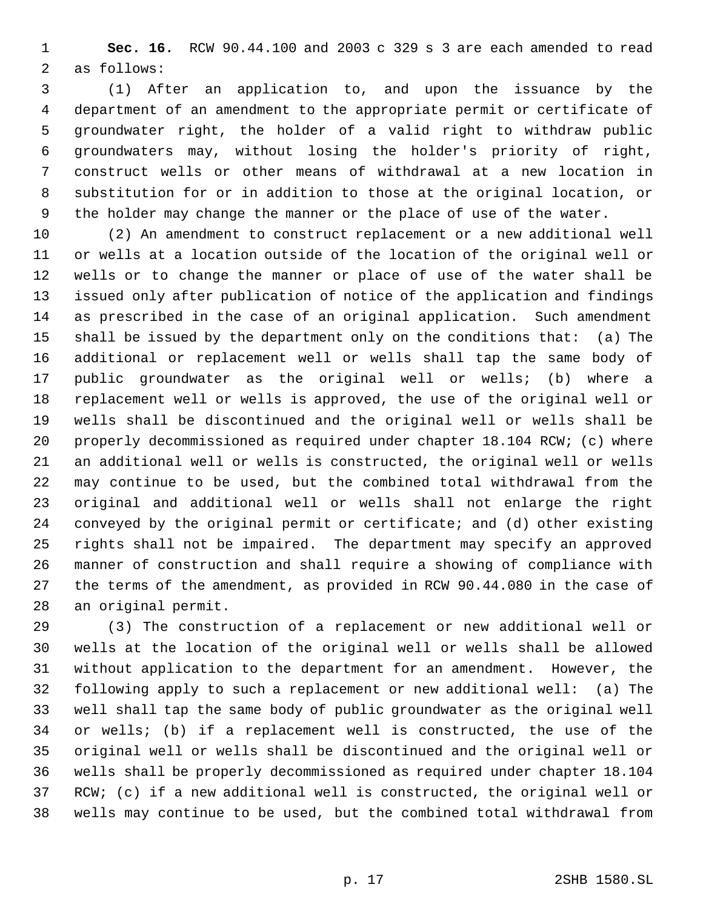**Sec. 16.** RCW 90.44.100 and 2003 c 329 s 3 are each amended to read as follows:

(1) After an application to, and upon the issuance by the department of an amendment to the appropriate permit or certificate of groundwater right, the holder of a valid right to withdraw public groundwaters may, without losing the holder's priority of right, construct wells or other means of withdrawal at a new location in substitution for or in addition to those at the original location, or the holder may change the manner or the place of use of the water.

(2) An amendment to construct replacement or a new additional well or wells at a location outside of the location of the original well or wells or to change the manner or place of use of the water shall be issued only after publication of notice of the application and findings as prescribed in the case of an original application. Such amendment shall be issued by the department only on the conditions that: (a) The additional or replacement well or wells shall tap the same body of public groundwater as the original well or wells; (b) where a replacement well or wells is approved, the use of the original well or wells shall be discontinued and the original well or wells shall be properly decommissioned as required under chapter 18.104 RCW; (c) where an additional well or wells is constructed, the original well or wells may continue to be used, but the combined total withdrawal from the original and additional well or wells shall not enlarge the right conveyed by the original permit or certificate; and (d) other existing rights shall not be impaired. The department may specify an approved manner of construction and shall require a showing of compliance with the terms of the amendment, as provided in RCW 90.44.080 in the case of an original permit.

(3) The construction of a replacement or new additional well or wells at the location of the original well or wells shall be allowed without application to the department for an amendment. However, the following apply to such a replacement or new additional well: (a) The well shall tap the same body of public groundwater as the original well or wells; (b) if a replacement well is constructed, the use of the original well or wells shall be discontinued and the original well or wells shall be properly decommissioned as required under chapter 18.104 RCW; (c) if a new additional well is constructed, the original well or wells may continue to be used, but the combined total withdrawal from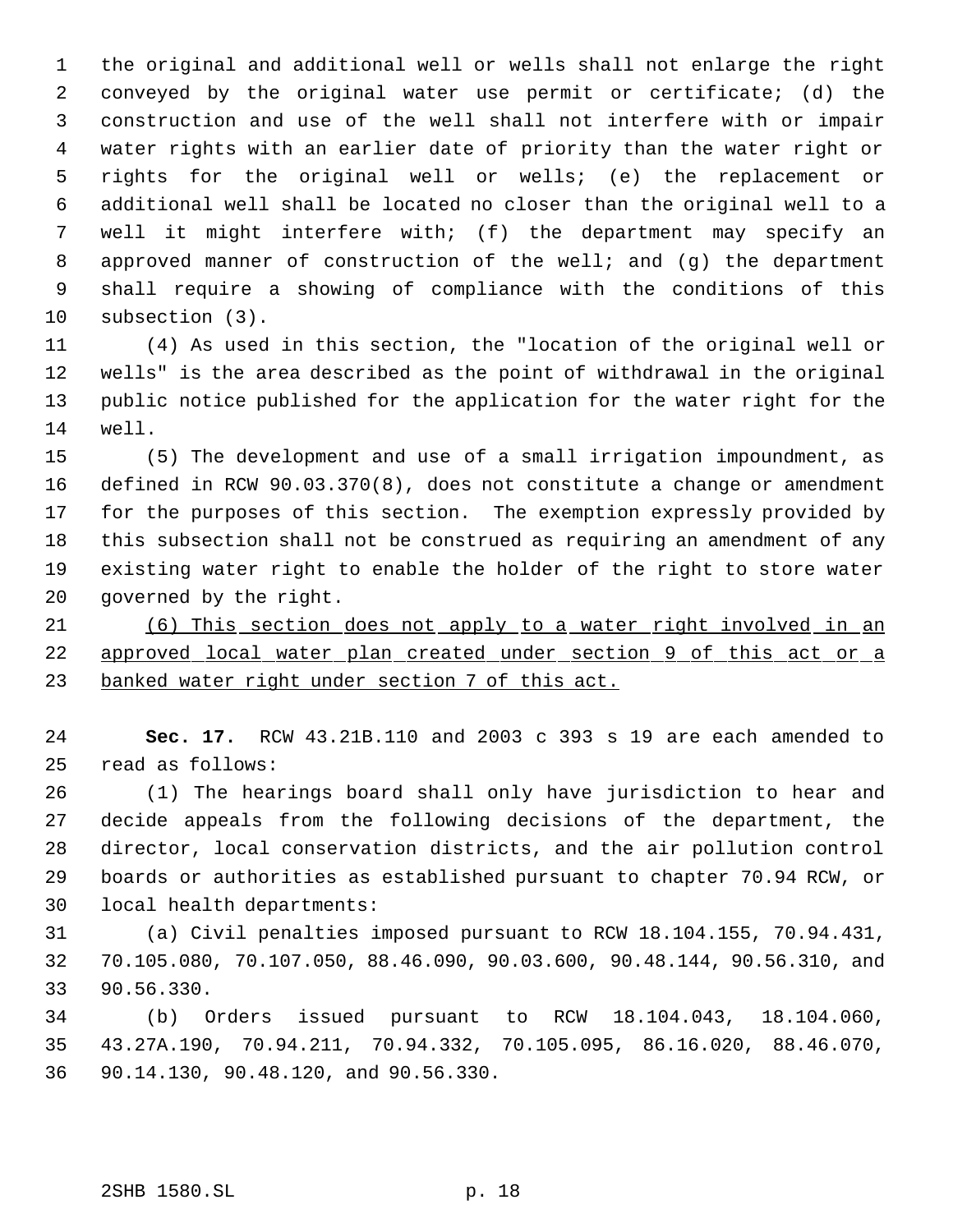the original and additional well or wells shall not enlarge the right conveyed by the original water use permit or certificate; (d) the construction and use of the well shall not interfere with or impair water rights with an earlier date of priority than the water right or rights for the original well or wells; (e) the replacement or additional well shall be located no closer than the original well to a well it might interfere with; (f) the department may specify an approved manner of construction of the well; and (g) the department shall require a showing of compliance with the conditions of this subsection (3).

(4) As used in this section, the "location of the original well or wells" is the area described as the point of withdrawal in the original public notice published for the application for the water right for the well.

(5) The development and use of a small irrigation impoundment, as defined in RCW 90.03.370(8), does not constitute a change or amendment for the purposes of this section. The exemption expressly provided by this subsection shall not be construed as requiring an amendment of any existing water right to enable the holder of the right to store water governed by the right.

<u>(6) This section does not apply to a water right involved in an approved local water plan created under section 9 of this act or a banked water right under section 7 of this act.</u>

**Sec. 17.** RCW 43.21B.110 and 2003 c 393 s 19 are each amended to read as follows:

(1) The hearings board shall only have jurisdiction to hear and decide appeals from the following decisions of the department, the director, local conservation districts, and the air pollution control boards or authorities as established pursuant to chapter 70.94 RCW, or local health departments:

(a) Civil penalties imposed pursuant to RCW 18.104.155, 70.94.431, 70.105.080, 70.107.050, 88.46.090, 90.03.600, 90.48.144, 90.56.310, and 90.56.330.

(b) Orders issued pursuant to RCW 18.104.043, 18.104.060, 43.27A.190, 70.94.211, 70.94.332, 70.105.095, 86.16.020, 88.46.070, 90.14.130, 90.48.120, and 90.56.330.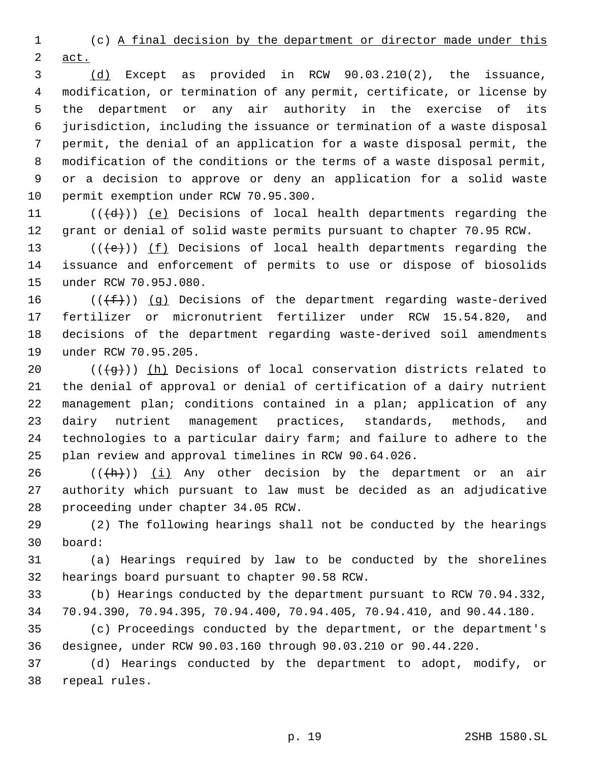(c) A final decision by the department or director made under this act.

(d) Except as provided in RCW 90.03.210(2), the issuance, modification, or termination of any permit, certificate, or license by the department or any air authority in the exercise of its jurisdiction, including the issuance or termination of a waste disposal permit, the denial of an application for a waste disposal permit, the modification of the conditions or the terms of a waste disposal permit, or a decision to approve or deny an application for a solid waste permit exemption under RCW 70.95.300.

(((d))) (e) Decisions of local health departments regarding the grant or denial of solid waste permits pursuant to chapter 70.95 RCW.

(((e))) (f) Decisions of local health departments regarding the issuance and enforcement of permits to use or dispose of biosolids under RCW 70.95J.080.

(((f))) (g) Decisions of the department regarding waste-derived fertilizer or micronutrient fertilizer under RCW 15.54.820, and decisions of the department regarding waste-derived soil amendments under RCW 70.95.205.

(((g))) (h) Decisions of local conservation districts related to the denial of approval or denial of certification of a dairy nutrient management plan; conditions contained in a plan; application of any dairy nutrient management practices, standards, methods, and technologies to a particular dairy farm; and failure to adhere to the plan review and approval timelines in RCW 90.64.026.

(((h))) (i) Any other decision by the department or an air authority which pursuant to law must be decided as an adjudicative proceeding under chapter 34.05 RCW.

(2) The following hearings shall not be conducted by the hearings board:

(a) Hearings required by law to be conducted by the shorelines hearings board pursuant to chapter 90.58 RCW.

(b) Hearings conducted by the department pursuant to RCW 70.94.332, 70.94.390, 70.94.395, 70.94.400, 70.94.405, 70.94.410, and 90.44.180.

(c) Proceedings conducted by the department, or the department's designee, under RCW 90.03.160 through 90.03.210 or 90.44.220.

(d) Hearings conducted by the department to adopt, modify, or repeal rules.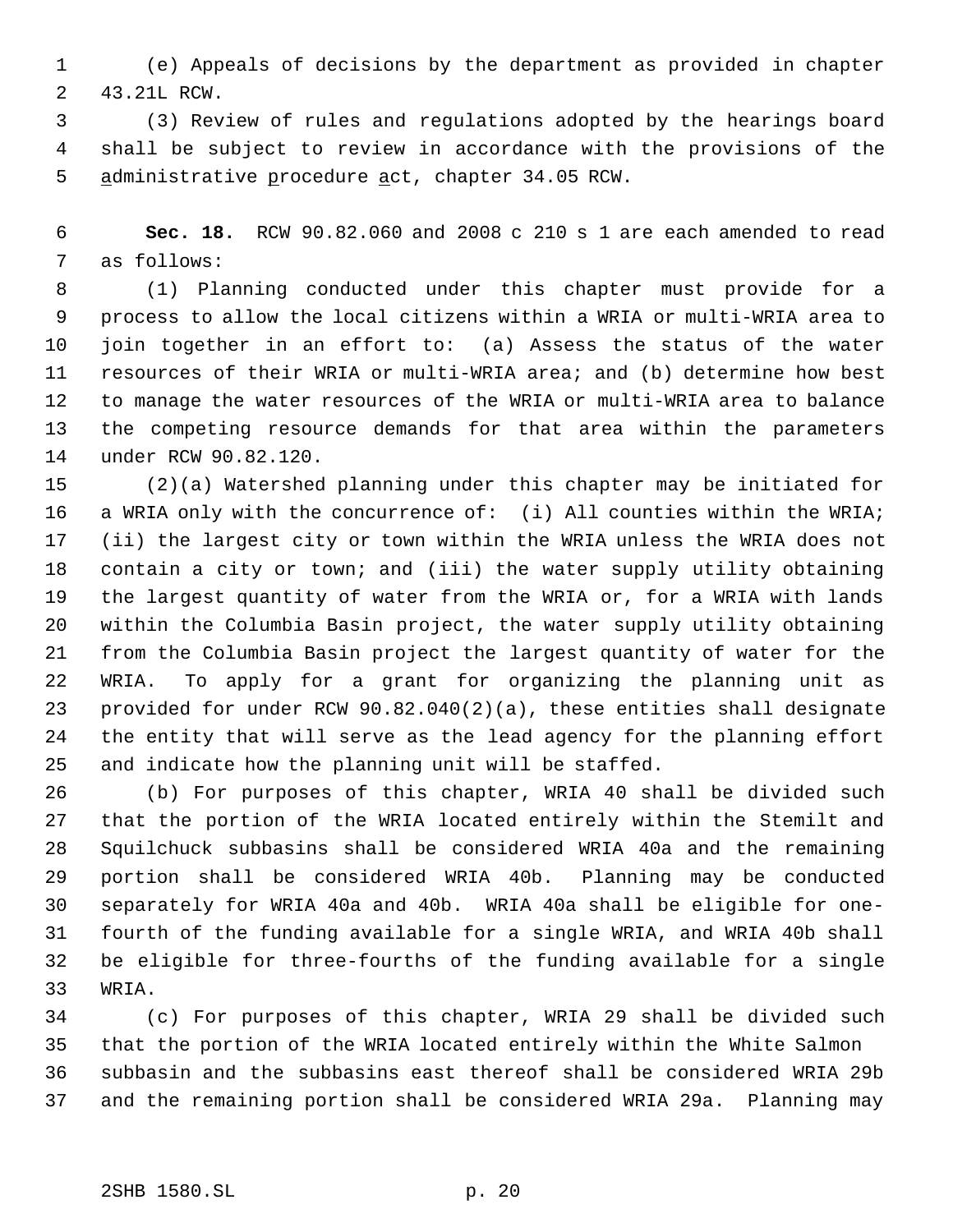(e) Appeals of decisions by the department as provided in chapter 43.21L RCW.

(3) Review of rules and regulations adopted by the hearings board shall be subject to review in accordance with the provisions of the administrative procedure act, chapter 34.05 RCW.

**Sec. 18.** RCW 90.82.060 and 2008 c 210 s 1 are each amended to read as follows:

(1) Planning conducted under this chapter must provide for a process to allow the local citizens within a WRIA or multi-WRIA area to join together in an effort to: (a) Assess the status of the water resources of their WRIA or multi-WRIA area; and (b) determine how best to manage the water resources of the WRIA or multi-WRIA area to balance the competing resource demands for that area within the parameters under RCW 90.82.120.

(2)(a) Watershed planning under this chapter may be initiated for a WRIA only with the concurrence of: (i) All counties within the WRIA; (ii) the largest city or town within the WRIA unless the WRIA does not contain a city or town; and (iii) the water supply utility obtaining the largest quantity of water from the WRIA or, for a WRIA with lands within the Columbia Basin project, the water supply utility obtaining from the Columbia Basin project the largest quantity of water for the WRIA. To apply for a grant for organizing the planning unit as provided for under RCW 90.82.040(2)(a), these entities shall designate the entity that will serve as the lead agency for the planning effort and indicate how the planning unit will be staffed.

(b) For purposes of this chapter, WRIA 40 shall be divided such that the portion of the WRIA located entirely within the Stemilt and Squilchuck subbasins shall be considered WRIA 40a and the remaining portion shall be considered WRIA 40b. Planning may be conducted separately for WRIA 40a and 40b. WRIA 40a shall be eligible for one-fourth of the funding available for a single WRIA, and WRIA 40b shall be eligible for three-fourths of the funding available for a single WRIA.

(c) For purposes of this chapter, WRIA 29 shall be divided such that the portion of the WRIA located entirely within the White Salmon subbasin and the subbasins east thereof shall be considered WRIA 29b and the remaining portion shall be considered WRIA 29a. Planning may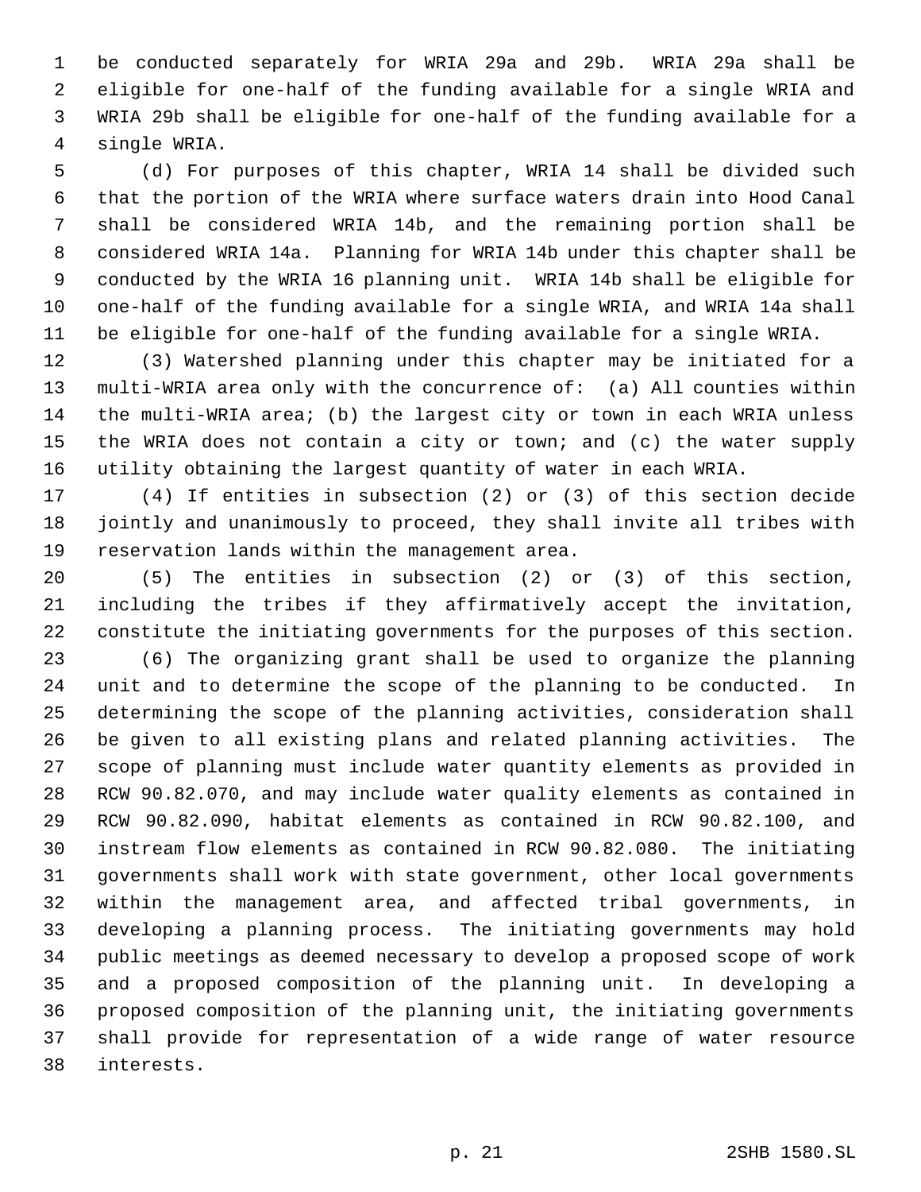be conducted separately for WRIA 29a and 29b. WRIA 29a shall be eligible for one-half of the funding available for a single WRIA and WRIA 29b shall be eligible for one-half of the funding available for a single WRIA.

(d) For purposes of this chapter, WRIA 14 shall be divided such that the portion of the WRIA where surface waters drain into Hood Canal shall be considered WRIA 14b, and the remaining portion shall be considered WRIA 14a. Planning for WRIA 14b under this chapter shall be conducted by the WRIA 16 planning unit. WRIA 14b shall be eligible for one-half of the funding available for a single WRIA, and WRIA 14a shall be eligible for one-half of the funding available for a single WRIA.

(3) Watershed planning under this chapter may be initiated for a multi-WRIA area only with the concurrence of: (a) All counties within the multi-WRIA area; (b) the largest city or town in each WRIA unless the WRIA does not contain a city or town; and (c) the water supply utility obtaining the largest quantity of water in each WRIA.

(4) If entities in subsection (2) or (3) of this section decide jointly and unanimously to proceed, they shall invite all tribes with reservation lands within the management area.

(5) The entities in subsection (2) or (3) of this section, including the tribes if they affirmatively accept the invitation, constitute the initiating governments for the purposes of this section.

(6) The organizing grant shall be used to organize the planning unit and to determine the scope of the planning to be conducted. In determining the scope of the planning activities, consideration shall be given to all existing plans and related planning activities. The scope of planning must include water quantity elements as provided in RCW 90.82.070, and may include water quality elements as contained in RCW 90.82.090, habitat elements as contained in RCW 90.82.100, and instream flow elements as contained in RCW 90.82.080. The initiating governments shall work with state government, other local governments within the management area, and affected tribal governments, in developing a planning process. The initiating governments may hold public meetings as deemed necessary to develop a proposed scope of work and a proposed composition of the planning unit. In developing a proposed composition of the planning unit, the initiating governments shall provide for representation of a wide range of water resource interests.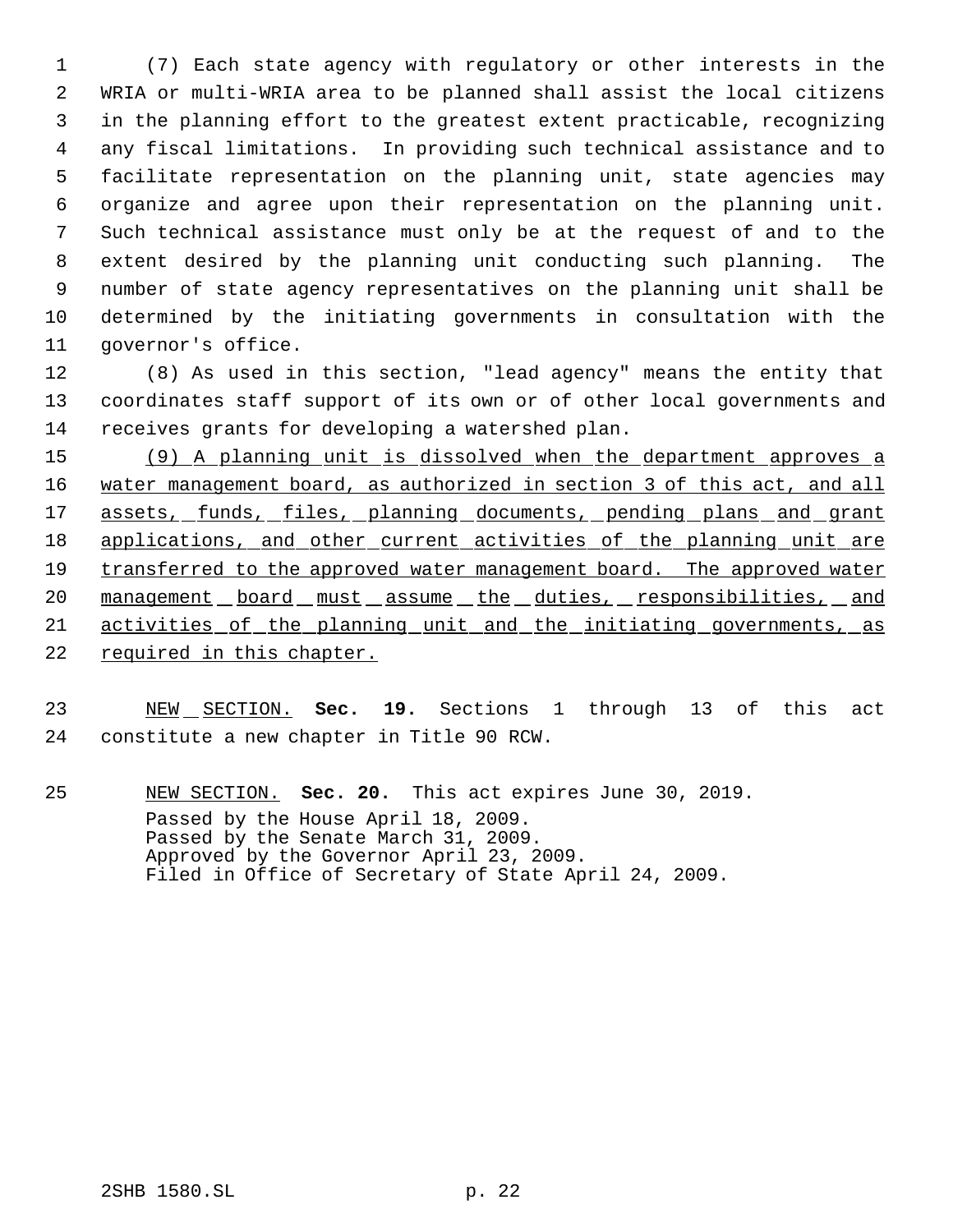(7) Each state agency with regulatory or other interests in the WRIA or multi-WRIA area to be planned shall assist the local citizens in the planning effort to the greatest extent practicable, recognizing any fiscal limitations. In providing such technical assistance and to facilitate representation on the planning unit, state agencies may organize and agree upon their representation on the planning unit. Such technical assistance must only be at the request of and to the extent desired by the planning unit conducting such planning. The number of state agency representatives on the planning unit shall be determined by the initiating governments in consultation with the governor's office.

(8) As used in this section, "lead agency" means the entity that coordinates staff support of its own or of other local governments and receives grants for developing a watershed plan.

<u>(9) A planning unit is dissolved when the department approves a water management board, as authorized in section 3 of this act, and all assets, funds, files, planning documents, pending plans and grant applications, and other current activities of the planning unit are transferred to the approved water management board. The approved water management board must assume the duties, responsibilities, and activities of the planning unit and the initiating governments, as required in this chapter.</u>

<u>NEW SECTION.</u> **Sec. 19.** Sections 1 through 13 of this act constitute a new chapter in Title 90 RCW.

<u>NEW SECTION.</u> **Sec. 20.** This act expires June 30, 2019.

Passed by the House April 18, 2009.
Passed by the Senate March 31, 2009.
Approved by the Governor April 23, 2009.
Filed in Office of Secretary of State April 24, 2009.